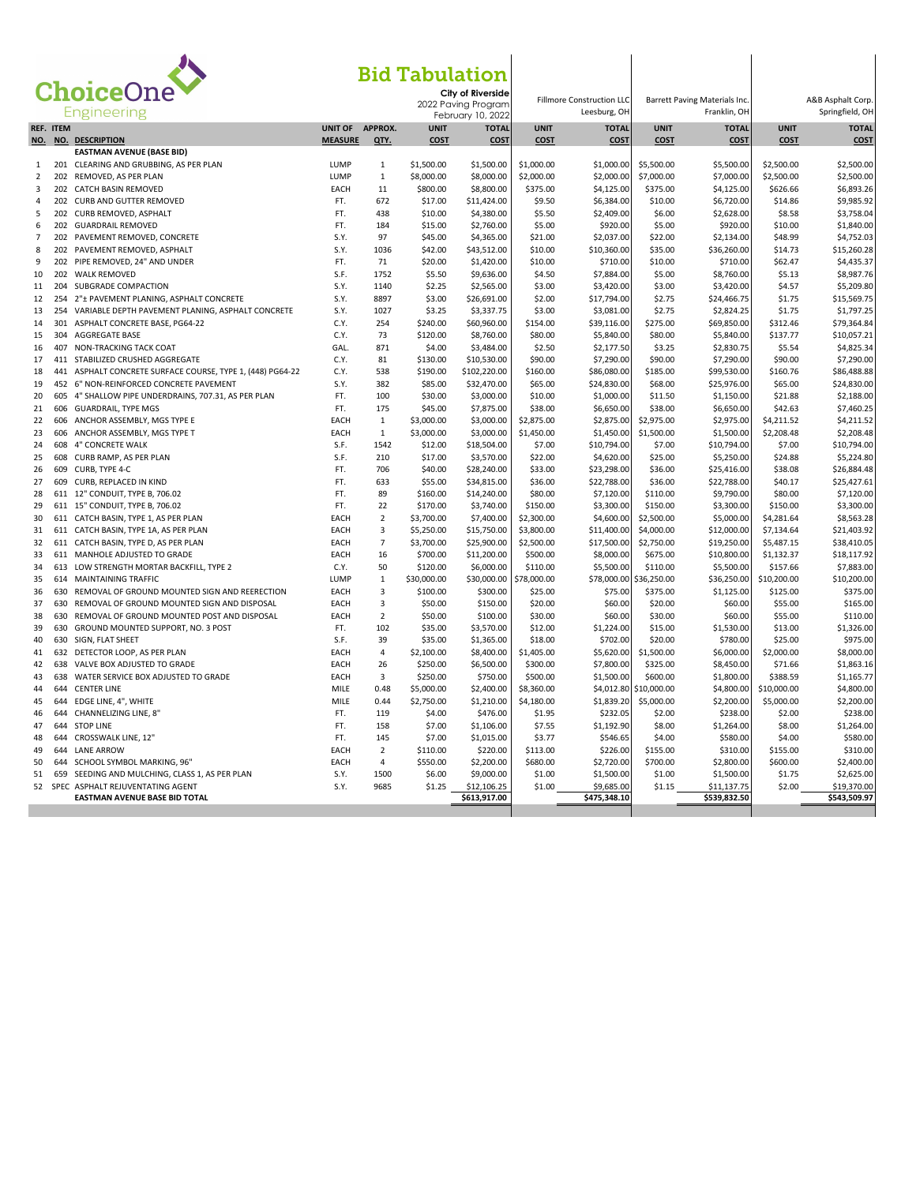# ChoiceOne Engineering

## Bid Tabulation

City of Riverside
2022 Paving Program
February 10, 2022

| REF. NO. | ITEM NO. | DESCRIPTION | UNIT OF MEASURE | APPROX. QTY. | UNIT COST | TOTAL COST | Fillmore Construction LLC, Leesburg, OH UNIT COST | TOTAL COST | Barrett Paving Materials Inc., Franklin, OH UNIT COST | TOTAL COST | A&B Asphalt Corp., Springfield, OH UNIT COST | TOTAL COST |
|---|---|---|---|---|---|---|---|---|---|---|---|---|
| | | **EASTMAN AVENUE (BASE BID)** | | | | | | | | | | |
| 1 | 201 | CLEARING AND GRUBBING, AS PER PLAN | LUMP | 1 | $1,500.00 | $1,500.00 | $1,000.00 | $1,000.00 | $5,500.00 | $5,500.00 | $2,500.00 | $2,500.00 |
| 2 | 202 | REMOVED, AS PER PLAN | LUMP | 1 | $8,000.00 | $8,000.00 | $2,000.00 | $2,000.00 | $7,000.00 | $7,000.00 | $2,500.00 | $2,500.00 |
| 3 | 202 | CATCH BASIN REMOVED | EACH | 11 | $800.00 | $8,800.00 | $375.00 | $4,125.00 | $375.00 | $4,125.00 | $626.66 | $6,893.26 |
| 4 | 202 | CURB AND GUTTER REMOVED | FT. | 672 | $17.00 | $11,424.00 | $9.50 | $6,384.00 | $10.00 | $6,720.00 | $14.86 | $9,985.92 |
| 5 | 202 | CURB REMOVED, ASPHALT | FT. | 438 | $10.00 | $4,380.00 | $5.50 | $2,409.00 | $6.00 | $2,628.00 | $8.58 | $3,758.04 |
| 6 | 202 | GUARDRAIL REMOVED | FT. | 184 | $15.00 | $2,760.00 | $5.00 | $920.00 | $5.00 | $920.00 | $10.00 | $1,840.00 |
| 7 | 202 | PAVEMENT REMOVED, CONCRETE | S.Y. | 97 | $45.00 | $4,365.00 | $21.00 | $2,037.00 | $22.00 | $2,134.00 | $48.99 | $4,752.03 |
| 8 | 202 | PAVEMENT REMOVED, ASPHALT | S.Y. | 1036 | $42.00 | $43,512.00 | $10.00 | $10,360.00 | $35.00 | $36,260.00 | $14.73 | $15,260.28 |
| 9 | 202 | PIPE REMOVED, 24" AND UNDER | FT. | 71 | $20.00 | $1,420.00 | $10.00 | $710.00 | $10.00 | $710.00 | $62.47 | $4,435.37 |
| 10 | 202 | WALK REMOVED | S.F. | 1752 | $5.50 | $9,636.00 | $4.50 | $7,884.00 | $5.00 | $8,760.00 | $5.13 | $8,987.76 |
| 11 | 204 | SUBGRADE COMPACTION | S.Y. | 1140 | $2.25 | $2,565.00 | $3.00 | $3,420.00 | $3.00 | $3,420.00 | $4.57 | $5,209.80 |
| 12 | 254 | 2"± PAVEMENT PLANING, ASPHALT CONCRETE | S.Y. | 8897 | $3.00 | $26,691.00 | $2.00 | $17,794.00 | $2.75 | $24,466.75 | $1.75 | $15,569.75 |
| 13 | 254 | VARIABLE DEPTH PAVEMENT PLANING, ASPHALT CONCRETE | S.Y. | 1027 | $3.25 | $3,337.75 | $3.00 | $3,081.00 | $2.75 | $2,824.25 | $1.75 | $1,797.25 |
| 14 | 301 | ASPHALT CONCRETE BASE, PG64-22 | C.Y. | 254 | $240.00 | $60,960.00 | $154.00 | $39,116.00 | $275.00 | $69,850.00 | $312.46 | $79,364.84 |
| 15 | 304 | AGGREGATE BASE | C.Y. | 73 | $120.00 | $8,760.00 | $80.00 | $5,840.00 | $80.00 | $5,840.00 | $137.77 | $10,057.21 |
| 16 | 407 | NON-TRACKING TACK COAT | GAL. | 871 | $4.00 | $3,484.00 | $2.50 | $2,177.50 | $3.25 | $2,830.75 | $5.54 | $4,825.34 |
| 17 | 411 | STABILIZED CRUSHED AGGREGATE | C.Y. | 81 | $130.00 | $10,530.00 | $90.00 | $7,290.00 | $90.00 | $7,290.00 | $90.00 | $7,290.00 |
| 18 | 441 | ASPHALT CONCRETE SURFACE COURSE, TYPE 1, (448) PG64-22 | C.Y. | 538 | $190.00 | $102,220.00 | $160.00 | $86,080.00 | $185.00 | $99,530.00 | $160.76 | $86,488.88 |
| 19 | 452 | 6" NON-REINFORCED CONCRETE PAVEMENT | S.Y. | 382 | $85.00 | $32,470.00 | $65.00 | $24,830.00 | $68.00 | $25,976.00 | $65.00 | $24,830.00 |
| 20 | 605 | 4" SHALLOW PIPE UNDERDRAINS, 707.31, AS PER PLAN | FT. | 100 | $30.00 | $3,000.00 | $10.00 | $1,000.00 | $11.50 | $1,150.00 | $21.88 | $2,188.00 |
| 21 | 606 | GUARDRAIL, TYPE MGS | FT. | 175 | $45.00 | $7,875.00 | $38.00 | $6,650.00 | $38.00 | $6,650.00 | $42.63 | $7,460.25 |
| 22 | 606 | ANCHOR ASSEMBLY, MGS TYPE E | EACH | 1 | $3,000.00 | $3,000.00 | $2,875.00 | $2,875.00 | $2,975.00 | $2,975.00 | $4,211.52 | $4,211.52 |
| 23 | 606 | ANCHOR ASSEMBLY, MGS TYPE T | EACH | 1 | $3,000.00 | $3,000.00 | $1,450.00 | $1,450.00 | $1,500.00 | $1,500.00 | $2,208.48 | $2,208.48 |
| 24 | 608 | 4" CONCRETE WALK | S.F. | 1542 | $12.00 | $18,504.00 | $7.00 | $10,794.00 | $7.00 | $10,794.00 | $7.00 | $10,794.00 |
| 25 | 608 | CURB RAMP, AS PER PLAN | S.F. | 210 | $17.00 | $3,570.00 | $22.00 | $4,620.00 | $25.00 | $5,250.00 | $24.88 | $5,224.80 |
| 26 | 609 | CURB, TYPE 4-C | FT. | 706 | $40.00 | $28,240.00 | $33.00 | $23,298.00 | $36.00 | $25,416.00 | $38.08 | $26,884.48 |
| 27 | 609 | CURB, REPLACED IN KIND | FT. | 633 | $55.00 | $34,815.00 | $36.00 | $22,788.00 | $36.00 | $22,788.00 | $40.17 | $25,427.61 |
| 28 | 611 | 12" CONDUIT, TYPE B, 706.02 | FT. | 89 | $160.00 | $14,240.00 | $80.00 | $7,120.00 | $110.00 | $9,790.00 | $80.00 | $7,120.00 |
| 29 | 611 | 15" CONDUIT, TYPE B, 706.02 | FT. | 22 | $170.00 | $3,740.00 | $150.00 | $3,300.00 | $150.00 | $3,300.00 | $150.00 | $3,300.00 |
| 30 | 611 | CATCH BASIN, TYPE 1, AS PER PLAN | EACH | 2 | $3,700.00 | $7,400.00 | $2,300.00 | $4,600.00 | $2,500.00 | $5,000.00 | $4,281.64 | $8,563.28 |
| 31 | 611 | CATCH BASIN, TYPE 1A, AS PER PLAN | EACH | 3 | $5,250.00 | $15,750.00 | $3,800.00 | $11,400.00 | $4,000.00 | $12,000.00 | $7,134.64 | $21,403.92 |
| 32 | 611 | CATCH BASIN, TYPE D, AS PER PLAN | EACH | 7 | $3,700.00 | $25,900.00 | $2,500.00 | $17,500.00 | $2,750.00 | $19,250.00 | $5,487.15 | $38,410.05 |
| 33 | 611 | MANHOLE ADJUSTED TO GRADE | EACH | 16 | $700.00 | $11,200.00 | $500.00 | $8,000.00 | $675.00 | $10,800.00 | $1,132.37 | $18,117.92 |
| 34 | 613 | LOW STRENGTH MORTAR BACKFILL, TYPE 2 | C.Y. | 50 | $120.00 | $6,000.00 | $110.00 | $5,500.00 | $110.00 | $5,500.00 | $157.66 | $7,883.00 |
| 35 | 614 | MAINTAINING TRAFFIC | LUMP | 1 | $30,000.00 | $30,000.00 | $78,000.00 | $78,000.00 | $36,250.00 | $36,250.00 | $10,200.00 | $10,200.00 |
| 36 | 630 | REMOVAL OF GROUND MOUNTED SIGN AND REERECTION | EACH | 3 | $100.00 | $300.00 | $25.00 | $75.00 | $375.00 | $1,125.00 | $125.00 | $375.00 |
| 37 | 630 | REMOVAL OF GROUND MOUNTED SIGN AND DISPOSAL | EACH | 3 | $50.00 | $150.00 | $20.00 | $60.00 | $20.00 | $60.00 | $55.00 | $165.00 |
| 38 | 630 | REMOVAL OF GROUND MOUNTED POST AND DISPOSAL | EACH | 2 | $50.00 | $100.00 | $30.00 | $60.00 | $30.00 | $60.00 | $55.00 | $110.00 |
| 39 | 630 | GROUND MOUNTED SUPPORT, NO. 3 POST | FT. | 102 | $35.00 | $3,570.00 | $12.00 | $1,224.00 | $15.00 | $1,530.00 | $13.00 | $1,326.00 |
| 40 | 630 | SIGN, FLAT SHEET | S.F. | 39 | $35.00 | $1,365.00 | $18.00 | $702.00 | $20.00 | $780.00 | $25.00 | $975.00 |
| 41 | 632 | DETECTOR LOOP, AS PER PLAN | EACH | 4 | $2,100.00 | $8,400.00 | $1,405.00 | $5,620.00 | $1,500.00 | $6,000.00 | $2,000.00 | $8,000.00 |
| 42 | 638 | VALVE BOX ADJUSTED TO GRADE | EACH | 26 | $250.00 | $6,500.00 | $300.00 | $7,800.00 | $325.00 | $8,450.00 | $71.66 | $1,863.16 |
| 43 | 638 | WATER SERVICE BOX ADJUSTED TO GRADE | EACH | 3 | $250.00 | $750.00 | $500.00 | $1,500.00 | $600.00 | $1,800.00 | $388.59 | $1,165.77 |
| 44 | 644 | CENTER LINE | MILE | 0.48 | $5,000.00 | $2,400.00 | $8,360.00 | $4,012.80 | $10,000.00 | $4,800.00 | $10,000.00 | $4,800.00 |
| 45 | 644 | EDGE LINE, 4", WHITE | MILE | 0.44 | $2,750.00 | $1,210.00 | $4,180.00 | $1,839.20 | $5,000.00 | $2,200.00 | $5,000.00 | $2,200.00 |
| 46 | 644 | CHANNELIZING LINE, 8" | FT. | 119 | $4.00 | $476.00 | $1.95 | $232.05 | $2.00 | $238.00 | $2.00 | $238.00 |
| 47 | 644 | STOP LINE | FT. | 158 | $7.00 | $1,106.00 | $7.55 | $1,192.90 | $8.00 | $1,264.00 | $8.00 | $1,264.00 |
| 48 | 644 | CROSSWALK LINE, 12" | FT. | 145 | $7.00 | $1,015.00 | $3.77 | $546.65 | $4.00 | $580.00 | $4.00 | $580.00 |
| 49 | 644 | LANE ARROW | EACH | 2 | $110.00 | $220.00 | $113.00 | $226.00 | $155.00 | $310.00 | $155.00 | $310.00 |
| 50 | 644 | SCHOOL SYMBOL MARKING, 96" | EACH | 4 | $550.00 | $2,200.00 | $680.00 | $2,720.00 | $700.00 | $2,800.00 | $600.00 | $2,400.00 |
| 51 | 659 | SEEDING AND MULCHING, CLASS 1, AS PER PLAN | S.Y. | 1500 | $6.00 | $9,000.00 | $1.00 | $1,500.00 | $1.00 | $1,500.00 | $1.75 | $2,625.00 |
| 52 | SPEC | ASPHALT REJUVENATING AGENT | S.Y. | 9685 | $1.25 | $12,106.25 | $1.00 | $9,685.00 | $1.15 | $11,137.75 | $2.00 | $19,370.00 |
| | | **EASTMAN AVENUE BASE BID TOTAL** | | | | **$613,917.00** | | **$475,348.10** | | **$539,832.50** | | **$543,509.97** |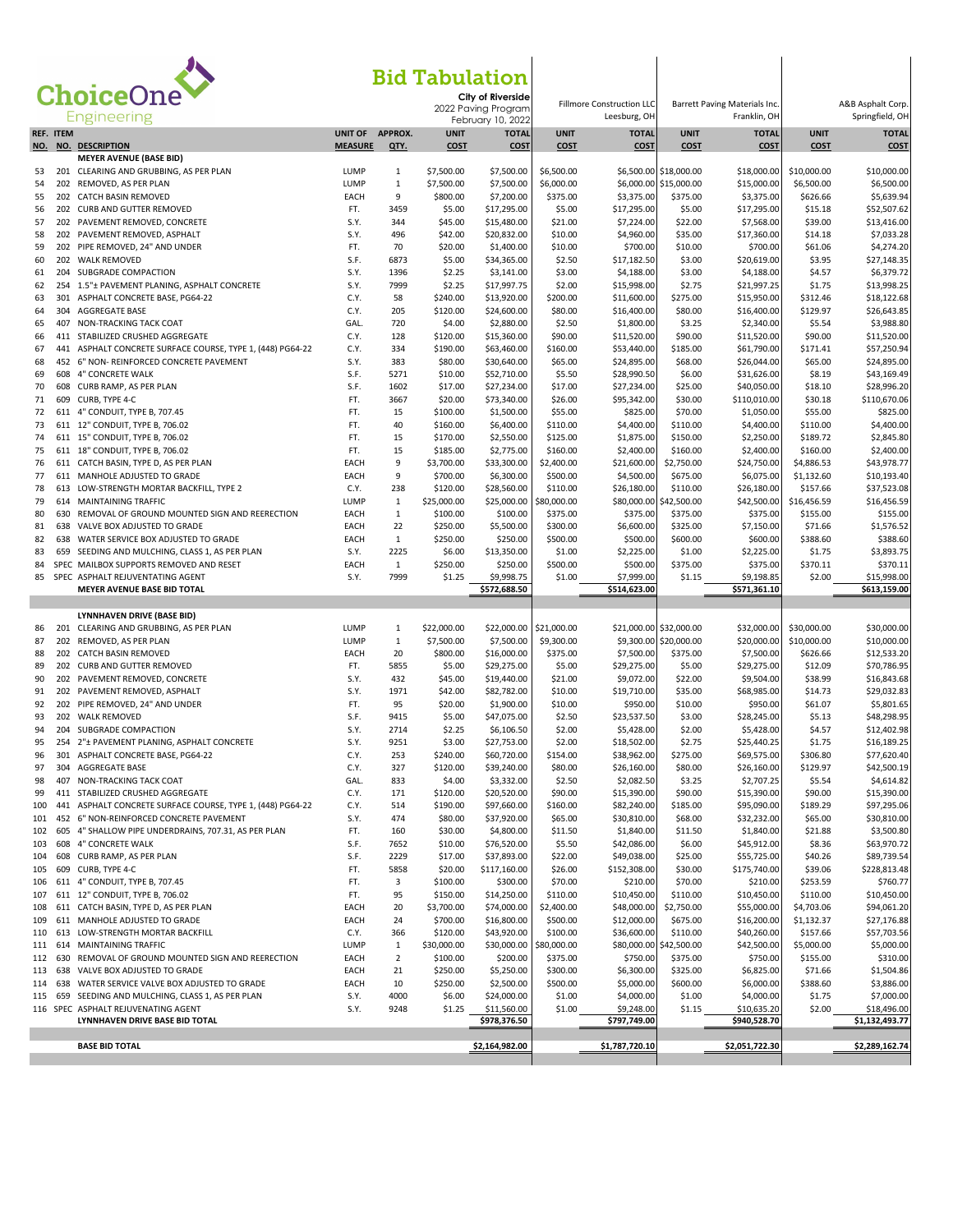**ChoiceOne Engineering**

# Bid Tabulation

City of Riverside
2022 Paving Program
February 10, 2022

| REF. NO. | ITEM NO. | DESCRIPTION | UNIT OF MEASURE | APPROX. QTY. | UNIT COST | TOTAL COST | Fillmore Construction LLC Leesburg, OH UNIT COST | TOTAL COST | Barrett Paving Materials Inc. Franklin, OH UNIT COST | TOTAL COST | A&B Asphalt Corp. Springfield, OH UNIT COST | TOTAL COST |
|---|---|---|---|---|---|---|---|---|---|---|---|---|
| | | **MEYER AVENUE (BASE BID)** | | | | | | | | | | |
| 53 | 201 | CLEARING AND GRUBBING, AS PER PLAN | LUMP | 1 | $7,500.00 | $7,500.00 | $6,500.00 | $6,500.00 | $18,000.00 | $18,000.00 | $10,000.00 | $10,000.00 |
| 54 | 202 | REMOVED, AS PER PLAN | LUMP | 1 | $7,500.00 | $7,500.00 | $6,000.00 | $6,000.00 | $15,000.00 | $15,000.00 | $6,500.00 | $6,500.00 |
| 55 | 202 | CATCH BASIN REMOVED | EACH | 9 | $800.00 | $7,200.00 | $375.00 | $3,375.00 | $375.00 | $3,375.00 | $626.66 | $5,639.94 |
| 56 | 202 | CURB AND GUTTER REMOVED | FT. | 3459 | $5.00 | $17,295.00 | $5.00 | $17,295.00 | $5.00 | $17,295.00 | $15.18 | $52,507.62 |
| 57 | 202 | PAVEMENT REMOVED, CONCRETE | S.Y. | 344 | $45.00 | $15,480.00 | $21.00 | $7,224.00 | $22.00 | $7,568.00 | $39.00 | $13,416.00 |
| 58 | 202 | PAVEMENT REMOVED, ASPHALT | S.Y. | 496 | $42.00 | $20,832.00 | $10.00 | $4,960.00 | $35.00 | $17,360.00 | $14.18 | $7,033.28 |
| 59 | 202 | PIPE REMOVED, 24" AND UNDER | FT. | 70 | $20.00 | $1,400.00 | $10.00 | $700.00 | $10.00 | $700.00 | $61.06 | $4,274.20 |
| 60 | 202 | WALK REMOVED | S.F. | 6873 | $5.00 | $34,365.00 | $2.50 | $17,182.50 | $3.00 | $20,619.00 | $3.95 | $27,148.35 |
| 61 | 204 | SUBGRADE COMPACTION | S.Y. | 1396 | $2.25 | $3,141.00 | $3.00 | $4,188.00 | $3.00 | $4,188.00 | $4.57 | $6,379.72 |
| 62 | 254 | 1.5"± PAVEMENT PLANING, ASPHALT CONCRETE | S.Y. | 7999 | $2.25 | $17,997.75 | $2.00 | $15,998.00 | $2.75 | $21,997.25 | $1.75 | $13,998.25 |
| 63 | 301 | ASPHALT CONCRETE BASE, PG64-22 | C.Y. | 58 | $240.00 | $13,920.00 | $200.00 | $11,600.00 | $275.00 | $15,950.00 | $312.46 | $18,122.68 |
| 64 | 304 | AGGREGATE BASE | C.Y. | 205 | $120.00 | $24,600.00 | $80.00 | $16,400.00 | $80.00 | $16,400.00 | $129.97 | $26,643.85 |
| 65 | 407 | NON-TRACKING TACK COAT | GAL. | 720 | $4.00 | $2,880.00 | $2.50 | $1,800.00 | $3.25 | $2,340.00 | $5.54 | $3,988.80 |
| 66 | 411 | STABILIZED CRUSHED AGGREGATE | C.Y. | 128 | $120.00 | $15,360.00 | $90.00 | $11,520.00 | $90.00 | $11,520.00 | $90.00 | $11,520.00 |
| 67 | 441 | ASPHALT CONCRETE SURFACE COURSE, TYPE 1, (448) PG64-22 | C.Y. | 334 | $190.00 | $63,460.00 | $160.00 | $53,440.00 | $185.00 | $61,790.00 | $171.41 | $57,250.94 |
| 68 | 452 | 6" NON- REINFORCED CONCRETE PAVEMENT | S.Y. | 383 | $80.00 | $30,640.00 | $65.00 | $24,895.00 | $68.00 | $26,044.00 | $65.00 | $24,895.00 |
| 69 | 608 | 4" CONCRETE WALK | S.F. | 5271 | $10.00 | $52,710.00 | $5.50 | $28,990.50 | $6.00 | $31,626.00 | $8.19 | $43,169.49 |
| 70 | 608 | CURB RAMP, AS PER PLAN | S.F. | 1602 | $17.00 | $27,234.00 | $17.00 | $27,234.00 | $25.00 | $40,050.00 | $18.10 | $28,996.20 |
| 71 | 609 | CURB, TYPE 4-C | FT. | 3667 | $20.00 | $73,340.00 | $26.00 | $95,342.00 | $30.00 | $110,010.00 | $30.18 | $110,670.06 |
| 72 | 611 | 4" CONDUIT, TYPE B, 707.45 | FT. | 15 | $100.00 | $1,500.00 | $55.00 | $825.00 | $70.00 | $1,050.00 | $55.00 | $825.00 |
| 73 | 611 | 12" CONDUIT, TYPE B, 706.02 | FT. | 40 | $160.00 | $6,400.00 | $110.00 | $4,400.00 | $110.00 | $4,400.00 | $110.00 | $4,400.00 |
| 74 | 611 | 15" CONDUIT, TYPE B, 706.02 | FT. | 15 | $170.00 | $2,550.00 | $125.00 | $1,875.00 | $150.00 | $2,250.00 | $189.72 | $2,845.80 |
| 75 | 611 | 18" CONDUIT, TYPE B, 706.02 | FT. | 15 | $185.00 | $2,775.00 | $160.00 | $2,400.00 | $160.00 | $2,400.00 | $160.00 | $2,400.00 |
| 76 | 611 | CATCH BASIN, TYPE D, AS PER PLAN | EACH | 9 | $3,700.00 | $33,300.00 | $2,400.00 | $21,600.00 | $2,750.00 | $24,750.00 | $4,886.53 | $43,978.77 |
| 77 | 611 | MANHOLE ADJUSTED TO GRADE | EACH | 9 | $700.00 | $6,300.00 | $500.00 | $4,500.00 | $675.00 | $6,075.00 | $1,132.60 | $10,193.40 |
| 78 | 613 | LOW-STRENGTH MORTAR BACKFILL, TYPE 2 | C.Y. | 238 | $120.00 | $28,560.00 | $110.00 | $26,180.00 | $110.00 | $26,180.00 | $157.66 | $37,523.08 |
| 79 | 614 | MAINTAINING TRAFFIC | LUMP | 1 | $25,000.00 | $25,000.00 | $80,000.00 | $80,000.00 | $42,500.00 | $42,500.00 | $16,456.59 | $16,456.59 |
| 80 | 630 | REMOVAL OF GROUND MOUNTED SIGN AND REERECTION | EACH | 1 | $100.00 | $100.00 | $375.00 | $375.00 | $375.00 | $375.00 | $155.00 | $155.00 |
| 81 | 638 | VALVE BOX ADJUSTED TO GRADE | EACH | 22 | $250.00 | $5,500.00 | $300.00 | $6,600.00 | $325.00 | $7,150.00 | $71.66 | $1,576.52 |
| 82 | 638 | WATER SERVICE BOX ADJUSTED TO GRADE | EACH | 1 | $250.00 | $250.00 | $500.00 | $500.00 | $600.00 | $600.00 | $388.60 | $388.60 |
| 83 | 659 | SEEDING AND MULCHING, CLASS 1, AS PER PLAN | S.Y. | 2225 | $6.00 | $13,350.00 | $1.00 | $2,225.00 | $1.00 | $2,225.00 | $1.75 | $3,893.75 |
| 84 | SPEC | MAILBOX SUPPORTS REMOVED AND RESET | EACH | 1 | $250.00 | $250.00 | $500.00 | $500.00 | $375.00 | $375.00 | $370.11 | $370.11 |
| 85 | SPEC | ASPHALT REJUVENATING AGENT | S.Y. | 7999 | $1.25 | $9,998.75 | $1.00 | $7,999.00 | $1.15 | $9,198.85 | $2.00 | $15,998.00 |
| | | **MEYER AVENUE BASE BID TOTAL** | | | | **$572,688.50** | | **$514,623.00** | | **$571,361.10** | | **$613,159.00** |
| | | **LYNNHAVEN DRIVE (BASE BID)** | | | | | | | | | | |
| 86 | 201 | CLEARING AND GRUBBING, AS PER PLAN | LUMP | 1 | $22,000.00 | $22,000.00 | $21,000.00 | $21,000.00 | $32,000.00 | $32,000.00 | $30,000.00 | $30,000.00 |
| 87 | 202 | REMOVED, AS PER PLAN | LUMP | 1 | $7,500.00 | $7,500.00 | $9,300.00 | $9,300.00 | $20,000.00 | $20,000.00 | $10,000.00 | $10,000.00 |
| 88 | 202 | CATCH BASIN REMOVED | EACH | 20 | $800.00 | $16,000.00 | $375.00 | $7,500.00 | $375.00 | $7,500.00 | $626.66 | $12,533.20 |
| 89 | 202 | CURB AND GUTTER REMOVED | FT. | 5855 | $5.00 | $29,275.00 | $5.00 | $29,275.00 | $5.00 | $29,275.00 | $12.09 | $70,786.95 |
| 90 | 202 | PAVEMENT REMOVED, CONCRETE | S.Y. | 432 | $45.00 | $19,440.00 | $21.00 | $9,072.00 | $22.00 | $9,504.00 | $38.99 | $16,843.68 |
| 91 | 202 | PAVEMENT REMOVED, ASPHALT | S.Y. | 1971 | $42.00 | $82,782.00 | $10.00 | $19,710.00 | $35.00 | $68,985.00 | $14.73 | $29,032.83 |
| 92 | 202 | PIPE REMOVED, 24" AND UNDER | FT. | 95 | $20.00 | $1,900.00 | $10.00 | $950.00 | $10.00 | $950.00 | $61.07 | $5,801.65 |
| 93 | 202 | WALK REMOVED | S.F. | 9415 | $5.00 | $47,075.00 | $2.50 | $23,537.50 | $3.00 | $28,245.00 | $5.13 | $48,298.95 |
| 94 | 204 | SUBGRADE COMPACTION | S.Y. | 2714 | $2.25 | $6,106.50 | $2.00 | $5,428.00 | $2.00 | $5,428.00 | $4.57 | $12,402.98 |
| 95 | 254 | 2"± PAVEMENT PLANING, ASPHALT CONCRETE | S.Y. | 9251 | $3.00 | $27,753.00 | $2.00 | $18,502.00 | $2.75 | $25,440.25 | $1.75 | $16,189.25 |
| 96 | 301 | ASPHALT CONCRETE BASE, PG64-22 | C.Y. | 253 | $240.00 | $60,720.00 | $154.00 | $38,962.00 | $275.00 | $69,575.00 | $306.80 | $77,620.40 |
| 97 | 304 | AGGREGATE BASE | C.Y. | 327 | $120.00 | $39,240.00 | $80.00 | $26,160.00 | $80.00 | $26,160.00 | $129.97 | $42,500.19 |
| 98 | 407 | NON-TRACKING TACK COAT | GAL. | 833 | $4.00 | $3,332.00 | $2.50 | $2,082.50 | $3.25 | $2,707.25 | $5.54 | $4,614.82 |
| 99 | 411 | STABILIZED CRUSHED AGGREGATE | C.Y. | 171 | $120.00 | $20,520.00 | $90.00 | $15,390.00 | $90.00 | $15,390.00 | $90.00 | $15,390.00 |
| 100 | 441 | ASPHALT CONCRETE SURFACE COURSE, TYPE 1, (448) PG64-22 | C.Y. | 514 | $190.00 | $97,660.00 | $160.00 | $82,240.00 | $185.00 | $95,090.00 | $189.29 | $97,295.06 |
| 101 | 452 | 6" NON-REINFORCED CONCRETE PAVEMENT | S.Y. | 474 | $80.00 | $37,920.00 | $65.00 | $30,810.00 | $68.00 | $32,232.00 | $65.00 | $30,810.00 |
| 102 | 605 | 4" SHALLOW PIPE UNDERDRAINS, 707.31, AS PER PLAN | FT. | 160 | $30.00 | $4,800.00 | $11.50 | $1,840.00 | $11.50 | $1,840.00 | $21.88 | $3,500.80 |
| 103 | 608 | 4" CONCRETE WALK | S.F. | 7652 | $10.00 | $76,520.00 | $5.50 | $42,086.00 | $6.00 | $45,912.00 | $8.36 | $63,970.72 |
| 104 | 608 | CURB RAMP, AS PER PLAN | S.F. | 2229 | $17.00 | $37,893.00 | $22.00 | $49,038.00 | $25.00 | $55,725.00 | $40.26 | $89,739.54 |
| 105 | 609 | CURB, TYPE 4-C | FT. | 5858 | $20.00 | $117,160.00 | $26.00 | $152,308.00 | $30.00 | $175,740.00 | $39.06 | $228,813.48 |
| 106 | 611 | 4" CONDUIT, TYPE B, 707.45 | FT. | 3 | $100.00 | $300.00 | $70.00 | $210.00 | $70.00 | $210.00 | $253.59 | $760.77 |
| 107 | 611 | 12" CONDUIT, TYPE B, 706.02 | FT. | 95 | $150.00 | $14,250.00 | $110.00 | $10,450.00 | $110.00 | $10,450.00 | $110.00 | $10,450.00 |
| 108 | 611 | CATCH BASIN, TYPE D, AS PER PLAN | EACH | 20 | $3,700.00 | $74,000.00 | $2,400.00 | $48,000.00 | $2,750.00 | $55,000.00 | $4,703.06 | $94,061.20 |
| 109 | 611 | MANHOLE ADJUSTED TO GRADE | EACH | 24 | $700.00 | $16,800.00 | $500.00 | $12,000.00 | $675.00 | $16,200.00 | $1,132.37 | $27,176.88 |
| 110 | 613 | LOW-STRENGTH MORTAR BACKFILL | C.Y. | 366 | $120.00 | $43,920.00 | $100.00 | $36,600.00 | $110.00 | $40,260.00 | $157.66 | $57,703.56 |
| 111 | 614 | MAINTAINING TRAFFIC | LUMP | 1 | $30,000.00 | $30,000.00 | $80,000.00 | $80,000.00 | $42,500.00 | $42,500.00 | $5,000.00 | $5,000.00 |
| 112 | 630 | REMOVAL OF GROUND MOUNTED SIGN AND REERECTION | EACH | 2 | $100.00 | $200.00 | $375.00 | $750.00 | $375.00 | $750.00 | $155.00 | $310.00 |
| 113 | 638 | VALVE BOX ADJUSTED TO GRADE | EACH | 21 | $250.00 | $5,250.00 | $300.00 | $6,300.00 | $325.00 | $6,825.00 | $71.66 | $1,504.86 |
| 114 | 638 | WATER SERVICE VALVE BOX ADJUSTED TO GRADE | EACH | 10 | $250.00 | $2,500.00 | $500.00 | $5,000.00 | $600.00 | $6,000.00 | $388.60 | $3,886.00 |
| 115 | 659 | SEEDING AND MULCHING, CLASS 1, AS PER PLAN | S.Y. | 4000 | $6.00 | $24,000.00 | $1.00 | $4,000.00 | $1.00 | $4,000.00 | $1.75 | $7,000.00 |
| 116 | SPEC | ASPHALT REJUVENATING AGENT | S.Y. | 9248 | $1.25 | $11,560.00 | $1.00 | $9,248.00 | $1.15 | $10,635.20 | $2.00 | $18,496.00 |
| | | **LYNNHAVEN DRIVE BASE BID TOTAL** | | | | **$978,376.50** | | **$797,749.00** | | **$940,528.70** | | **$1,132,493.77** |
| | | **BASE BID TOTAL** | | | | **$2,164,982.00** | | **$1,787,720.10** | | **$2,051,722.30** | | **$2,289,162.74** |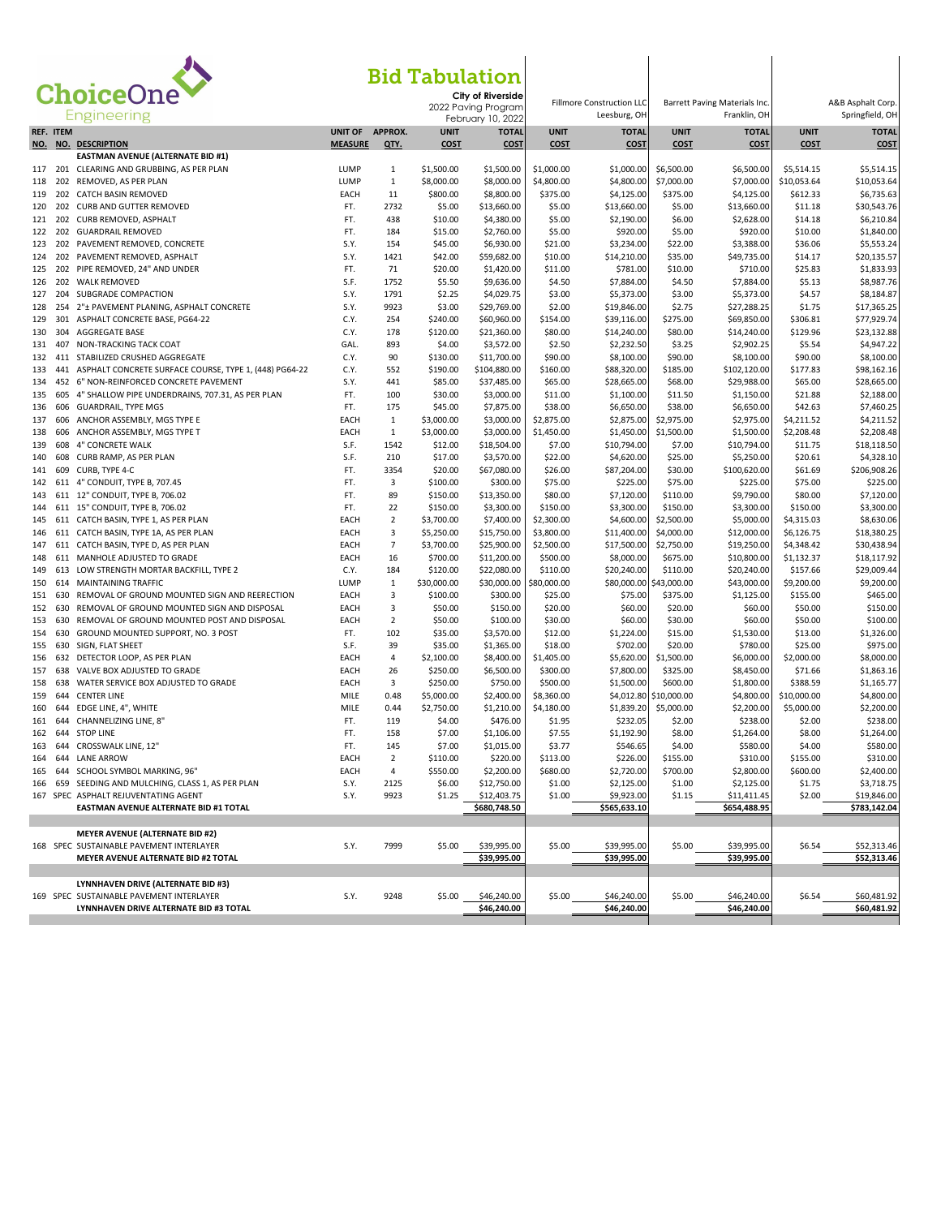# Bid Tabulation

City of Riverside
2022 Paving Program
February 10, 2022

| REF. NO. | ITEM NO. | DESCRIPTION | UNIT OF MEASURE | APPROX. QTY. | UNIT COST | TOTAL COST | Fillmore Construction LLC, Leesburg, OH UNIT COST | TOTAL COST | Barrett Paving Materials Inc., Franklin, OH UNIT COST | TOTAL COST | A&B Asphalt Corp., Springfield, OH UNIT COST | TOTAL COST |
|---|---|---|---|---|---|---|---|---|---|---|---|---|
| | | **EASTMAN AVENUE (ALTERNATE BID #1)** | | | | | | | | | | |
| 117 | 201 | CLEARING AND GRUBBING, AS PER PLAN | LUMP | 1 | $1,500.00 | $1,500.00 | $1,000.00 | $1,000.00 | $6,500.00 | $6,500.00 | $5,514.15 | $5,514.15 |
| 118 | 202 | REMOVED, AS PER PLAN | LUMP | 1 | $8,000.00 | $8,000.00 | $4,800.00 | $4,800.00 | $7,000.00 | $7,000.00 | $10,053.64 | $10,053.64 |
| 119 | 202 | CATCH BASIN REMOVED | EACH | 11 | $800.00 | $8,800.00 | $375.00 | $4,125.00 | $375.00 | $4,125.00 | $612.33 | $6,735.63 |
| 120 | 202 | CURB AND GUTTER REMOVED | FT. | 2732 | $5.00 | $13,660.00 | $5.00 | $13,660.00 | $5.00 | $13,660.00 | $11.18 | $30,543.76 |
| 121 | 202 | CURB REMOVED, ASPHALT | FT. | 438 | $10.00 | $4,380.00 | $5.00 | $2,190.00 | $6.00 | $2,628.00 | $14.18 | $6,210.84 |
| 122 | 202 | GUARDRAIL REMOVED | FT. | 184 | $15.00 | $2,760.00 | $5.00 | $920.00 | $5.00 | $920.00 | $10.00 | $1,840.00 |
| 123 | 202 | PAVEMENT REMOVED, CONCRETE | S.Y. | 154 | $45.00 | $6,930.00 | $21.00 | $3,234.00 | $22.00 | $3,388.00 | $36.06 | $5,553.24 |
| 124 | 202 | PAVEMENT REMOVED, ASPHALT | S.Y. | 1421 | $42.00 | $59,682.00 | $10.00 | $14,210.00 | $35.00 | $49,735.00 | $14.17 | $20,135.57 |
| 125 | 202 | PIPE REMOVED, 24" AND UNDER | FT. | 71 | $20.00 | $1,420.00 | $11.00 | $781.00 | $10.00 | $710.00 | $25.83 | $1,833.93 |
| 126 | 202 | WALK REMOVED | S.F. | 1752 | $5.50 | $9,636.00 | $4.50 | $7,884.00 | $4.50 | $7,884.00 | $5.13 | $8,987.76 |
| 127 | 204 | SUBGRADE COMPACTION | S.Y. | 1791 | $2.25 | $4,029.75 | $3.00 | $5,373.00 | $3.00 | $5,373.00 | $4.57 | $8,184.87 |
| 128 | 254 | 2"± PAVEMENT PLANING, ASPHALT CONCRETE | S.Y. | 9923 | $3.00 | $29,769.00 | $2.00 | $19,846.00 | $2.75 | $27,288.25 | $1.75 | $17,365.25 |
| 129 | 301 | ASPHALT CONCRETE BASE, PG64-22 | C.Y. | 254 | $240.00 | $60,960.00 | $154.00 | $39,116.00 | $275.00 | $69,850.00 | $306.81 | $77,929.74 |
| 130 | 304 | AGGREGATE BASE | C.Y. | 178 | $120.00 | $21,360.00 | $80.00 | $14,240.00 | $80.00 | $14,240.00 | $129.96 | $23,132.88 |
| 131 | 407 | NON-TRACKING TACK COAT | GAL. | 893 | $4.00 | $3,572.00 | $2.50 | $2,232.50 | $3.25 | $2,902.25 | $5.54 | $4,947.22 |
| 132 | 411 | STABILIZED CRUSHED AGGREGATE | C.Y. | 90 | $130.00 | $11,700.00 | $90.00 | $8,100.00 | $90.00 | $8,100.00 | $90.00 | $8,100.00 |
| 133 | 441 | ASPHALT CONCRETE SURFACE COURSE, TYPE 1, (448) PG64-22 | C.Y. | 552 | $190.00 | $104,880.00 | $160.00 | $88,320.00 | $185.00 | $102,120.00 | $177.83 | $98,162.16 |
| 134 | 452 | 6" NON-REINFORCED CONCRETE PAVEMENT | S.Y. | 441 | $85.00 | $37,485.00 | $65.00 | $28,665.00 | $68.00 | $29,988.00 | $65.00 | $28,665.00 |
| 135 | 605 | 4" SHALLOW PIPE UNDERDRAINS, 707.31, AS PER PLAN | FT. | 100 | $30.00 | $3,000.00 | $11.00 | $1,100.00 | $11.50 | $1,150.00 | $21.88 | $2,188.00 |
| 136 | 606 | GUARDRAIL, TYPE MGS | FT. | 175 | $45.00 | $7,875.00 | $38.00 | $6,650.00 | $38.00 | $6,650.00 | $42.63 | $7,460.25 |
| 137 | 606 | ANCHOR ASSEMBLY, MGS TYPE E | EACH | 1 | $3,000.00 | $3,000.00 | $2,875.00 | $2,875.00 | $2,975.00 | $2,975.00 | $4,211.52 | $4,211.52 |
| 138 | 606 | ANCHOR ASSEMBLY, MGS TYPE T | EACH | 1 | $3,000.00 | $3,000.00 | $1,450.00 | $1,450.00 | $1,500.00 | $1,500.00 | $2,208.48 | $2,208.48 |
| 139 | 608 | 4" CONCRETE WALK | S.F. | 1542 | $12.00 | $18,504.00 | $7.00 | $10,794.00 | $7.00 | $10,794.00 | $11.75 | $18,118.50 |
| 140 | 608 | CURB RAMP, AS PER PLAN | S.F. | 210 | $17.00 | $3,570.00 | $22.00 | $4,620.00 | $25.00 | $5,250.00 | $20.61 | $4,328.10 |
| 141 | 609 | CURB, TYPE 4-C | FT. | 3354 | $20.00 | $67,080.00 | $26.00 | $87,204.00 | $30.00 | $100,620.00 | $61.69 | $206,908.26 |
| 142 | 611 | 4" CONDUIT, TYPE B, 707.45 | FT. | 3 | $100.00 | $300.00 | $75.00 | $225.00 | $75.00 | $225.00 | $75.00 | $225.00 |
| 143 | 611 | 12" CONDUIT, TYPE B, 706.02 | FT. | 89 | $150.00 | $13,350.00 | $80.00 | $7,120.00 | $110.00 | $9,790.00 | $80.00 | $7,120.00 |
| 144 | 611 | 15" CONDUIT, TYPE B, 706.02 | FT. | 22 | $150.00 | $3,300.00 | $150.00 | $3,300.00 | $150.00 | $3,300.00 | $150.00 | $3,300.00 |
| 145 | 611 | CATCH BASIN, TYPE 1, AS PER PLAN | EACH | 2 | $3,700.00 | $7,400.00 | $2,300.00 | $4,600.00 | $2,500.00 | $5,000.00 | $4,315.03 | $8,630.06 |
| 146 | 611 | CATCH BASIN, TYPE 1A, AS PER PLAN | EACH | 3 | $5,250.00 | $15,750.00 | $3,800.00 | $11,400.00 | $4,000.00 | $12,000.00 | $6,126.75 | $18,380.25 |
| 147 | 611 | CATCH BASIN, TYPE D, AS PER PLAN | EACH | 7 | $3,700.00 | $25,900.00 | $2,500.00 | $17,500.00 | $2,750.00 | $19,250.00 | $4,348.42 | $30,438.94 |
| 148 | 611 | MANHOLE ADJUSTED TO GRADE | EACH | 16 | $700.00 | $11,200.00 | $500.00 | $8,000.00 | $675.00 | $10,800.00 | $1,132.37 | $18,117.92 |
| 149 | 613 | LOW STRENGTH MORTAR BACKFILL, TYPE 2 | C.Y. | 184 | $120.00 | $22,080.00 | $110.00 | $20,240.00 | $110.00 | $20,240.00 | $157.66 | $29,009.44 |
| 150 | 614 | MAINTAINING TRAFFIC | LUMP | 1 | $30,000.00 | $30,000.00 | $80,000.00 | $80,000.00 | $43,000.00 | $43,000.00 | $9,200.00 | $9,200.00 |
| 151 | 630 | REMOVAL OF GROUND MOUNTED SIGN AND REERECTION | EACH | 3 | $100.00 | $300.00 | $25.00 | $75.00 | $375.00 | $1,125.00 | $155.00 | $465.00 |
| 152 | 630 | REMOVAL OF GROUND MOUNTED SIGN AND DISPOSAL | EACH | 3 | $50.00 | $150.00 | $20.00 | $60.00 | $20.00 | $60.00 | $50.00 | $150.00 |
| 153 | 630 | REMOVAL OF GROUND MOUNTED POST AND DISPOSAL | EACH | 2 | $50.00 | $100.00 | $30.00 | $60.00 | $30.00 | $60.00 | $50.00 | $100.00 |
| 154 | 630 | GROUND MOUNTED SUPPORT, NO. 3 POST | FT. | 102 | $35.00 | $3,570.00 | $12.00 | $1,224.00 | $15.00 | $1,530.00 | $13.00 | $1,326.00 |
| 155 | 630 | SIGN, FLAT SHEET | S.F. | 39 | $35.00 | $1,365.00 | $18.00 | $702.00 | $20.00 | $780.00 | $25.00 | $975.00 |
| 156 | 632 | DETECTOR LOOP, AS PER PLAN | EACH | 4 | $2,100.00 | $8,400.00 | $1,405.00 | $5,620.00 | $1,500.00 | $6,000.00 | $2,000.00 | $8,000.00 |
| 157 | 638 | VALVE BOX ADJUSTED TO GRADE | EACH | 26 | $250.00 | $6,500.00 | $300.00 | $7,800.00 | $325.00 | $8,450.00 | $71.66 | $1,863.16 |
| 158 | 638 | WATER SERVICE BOX ADJUSTED TO GRADE | EACH | 3 | $250.00 | $750.00 | $500.00 | $1,500.00 | $600.00 | $1,800.00 | $388.59 | $1,165.77 |
| 159 | 644 | CENTER LINE | MILE | 0.48 | $5,000.00 | $2,400.00 | $8,360.00 | $4,012.80 | $10,000.00 | $4,800.00 | $10,000.00 | $4,800.00 |
| 160 | 644 | EDGE LINE, 4", WHITE | MILE | 0.44 | $2,750.00 | $1,210.00 | $4,180.00 | $1,839.20 | $5,000.00 | $2,200.00 | $5,000.00 | $2,200.00 |
| 161 | 644 | CHANNELIZING LINE, 8" | FT. | 119 | $4.00 | $476.00 | $1.95 | $232.05 | $2.00 | $238.00 | $2.00 | $238.00 |
| 162 | 644 | STOP LINE | FT. | 158 | $7.00 | $1,106.00 | $7.55 | $1,192.90 | $8.00 | $1,264.00 | $8.00 | $1,264.00 |
| 163 | 644 | CROSSWALK LINE, 12" | FT. | 145 | $7.00 | $1,015.00 | $3.77 | $546.65 | $4.00 | $580.00 | $4.00 | $580.00 |
| 164 | 644 | LANE ARROW | EACH | 2 | $110.00 | $220.00 | $113.00 | $226.00 | $155.00 | $310.00 | $155.00 | $310.00 |
| 165 | 644 | SCHOOL SYMBOL MARKING, 96" | EACH | 4 | $550.00 | $2,200.00 | $680.00 | $2,720.00 | $700.00 | $2,800.00 | $600.00 | $2,400.00 |
| 166 | 659 | SEEDING AND MULCHING, CLASS 1, AS PER PLAN | S.Y. | 2125 | $6.00 | $12,750.00 | $1.00 | $2,125.00 | $1.00 | $2,125.00 | $1.75 | $3,718.75 |
| 167 | SPEC | ASPHALT PAVEMENT REJUVENATING AGENT | S.Y. | 9923 | $1.25 | $12,403.75 | $1.00 | $9,923.00 | $1.15 | $11,411.45 | $2.00 | $19,846.00 |
| | | **EASTMAN AVENUE ALTERNATE BID #1 TOTAL** | | | | **$680,748.50** | | **$565,633.10** | | **$654,488.95** | | **$783,142.04** |
| | | **MEYER AVENUE (ALTERNATE BID #2)** | | | | | | | | | | |
| 168 | SPEC | SUSTAINABLE PAVEMENT INTERLAYER | S.Y. | 7999 | $5.00 | $39,995.00 | $5.00 | $39,995.00 | $5.00 | $39,995.00 | $6.54 | $52,313.46 |
| | | **MEYER AVENUE ALTERNATE BID #2 TOTAL** | | | | **$39,995.00** | | **$39,995.00** | | **$39,995.00** | | **$52,313.46** |
| | | **LYNNHAVEN DRIVE (ALTERNATE BID #3)** | | | | | | | | | | |
| 169 | SPEC | SUSTAINABLE PAVEMENT INTERLAYER | S.Y. | 9248 | $5.00 | $46,240.00 | $5.00 | $46,240.00 | $5.00 | $46,240.00 | $6.54 | $60,481.92 |
| | | **LYNNHAVEN DRIVE ALTERNATE BID #3 TOTAL** | | | | **$46,240.00** | | **$46,240.00** | | **$46,240.00** | | **$60,481.92** |